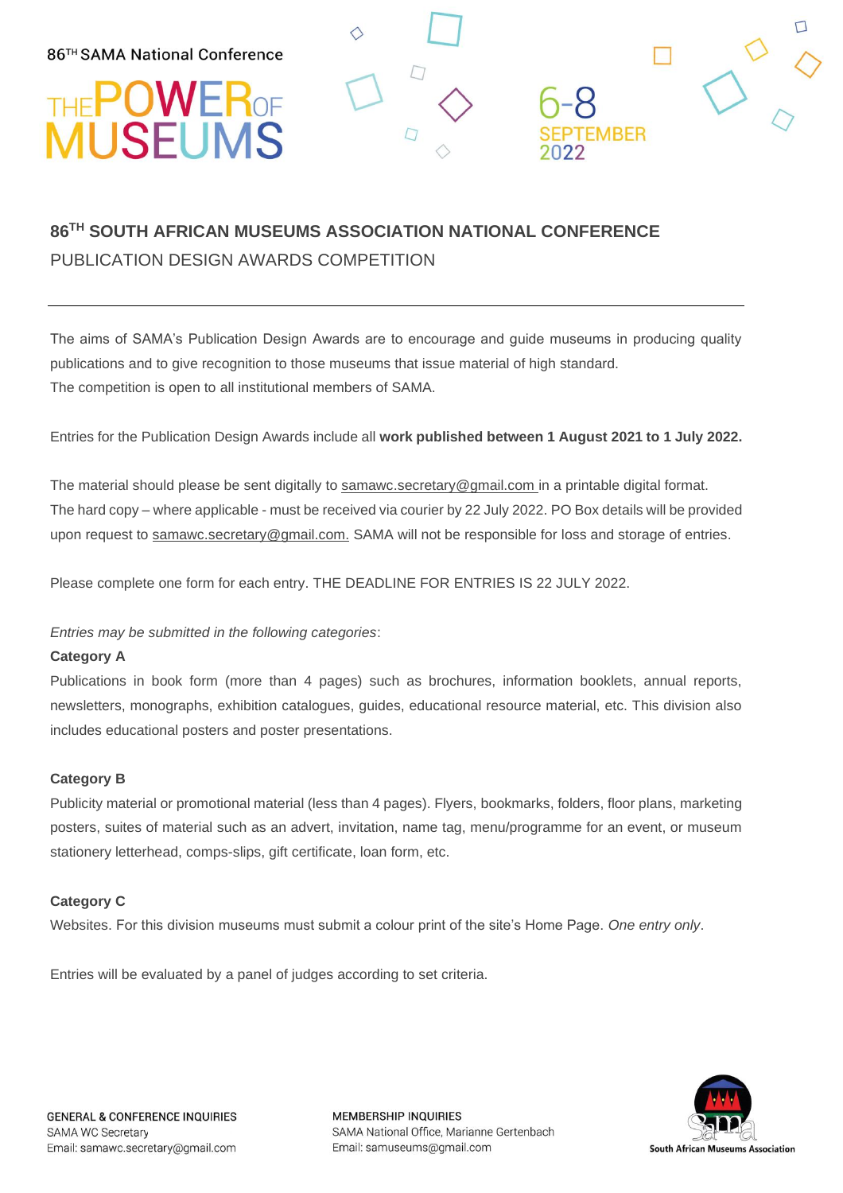86TH SAMA National Conference

THE POWER OF MUSEUMS

6-8 SEPTEMBER 2022

## 86TH SOUTH AFRICAN MUSEUMS ASSOCIATION NATIONAL CONFERENCE

PUBLICATION DESIGN AWARDS COMPETITION

---

The aims of SAMA's Publication Design Awards are to encourage and guide museums in producing quality publications and to give recognition to those museums that issue material of high standard.
The competition is open to all institutional members of SAMA.

Entries for the Publication Design Awards include all **work published between 1 August 2021 to 1 July 2022.**

The material should please be sent digitally to samawc.secretary@gmail.com in a printable digital format.
The hard copy – where applicable - must be received via courier by 22 July 2022. PO Box details will be provided upon request to samawc.secretary@gmail.com. SAMA will not be responsible for loss and storage of entries.

Please complete one form for each entry. THE DEADLINE FOR ENTRIES IS 22 JULY 2022.

*Entries may be submitted in the following categories*:

**Category A**

Publications in book form (more than 4 pages) such as brochures, information booklets, annual reports, newsletters, monographs, exhibition catalogues, guides, educational resource material, etc. This division also includes educational posters and poster presentations.

**Category B**

Publicity material or promotional material (less than 4 pages). Flyers, bookmarks, folders, floor plans, marketing posters, suites of material such as an advert, invitation, name tag, menu/programme for an event, or museum stationery letterhead, comps-slips, gift certificate, loan form, etc.

**Category C**

Websites. For this division museums must submit a colour print of the site's Home Page. *One entry only*.

Entries will be evaluated by a panel of judges according to set criteria.

GENERAL & CONFERENCE INQUIRIES
SAMA WC Secretary
Email: samawc.secretary@gmail.com

MEMBERSHIP INQUIRIES
SAMA National Office, Marianne Gertenbach
Email: samuseums@gmail.com

South African Museums Association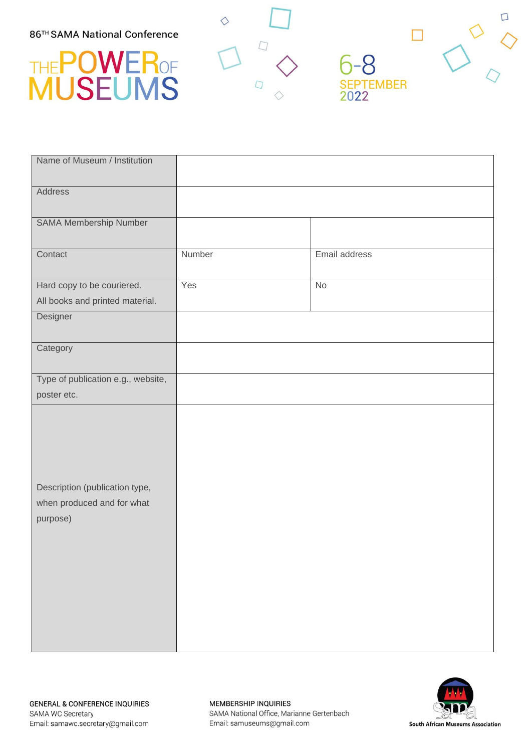86[TH] SAMA National Conference

# THE POWER OF MUSEUMS

6-8 SEPTEMBER 2022

| | | |
|---|---|---|
| Name of Museum / Institution | | |
| Address | | |
| SAMA Membership Number | | |
| Contact | Number | Email address |
| Hard copy to be couriered. All books and printed material. | Yes | No |
| Designer | | |
| Category | | |
| Type of publication e.g., website, poster etc. | | |
| Description (publication type, when produced and for what purpose) | | |

GENERAL & CONFERENCE INQUIRIES
SAMA WC Secretary
Email: samawc.secretary@gmail.com

MEMBERSHIP INQUIRIES
SAMA National Office, Marianne Gertenbach
Email: samuseums@gmail.com

South African Museums Association